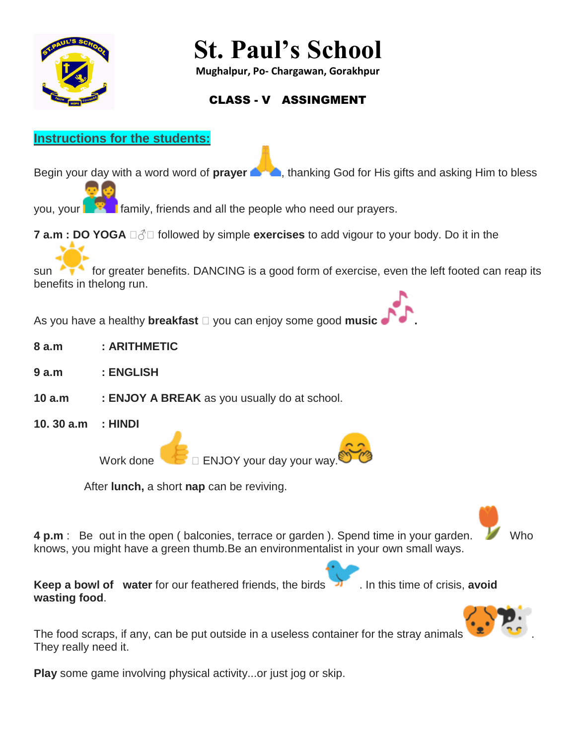# St. Paul's School

**Mughalpur, Po- Chargawan, Gorakhpur**

## CLASS - V ASSIGNMENT

**Instructions for the students:**

Begin your day with a word word of **prayer**, thanking God for His gifts and asking Him to bless you, your family, friends and all the people who need our prayers.

**7 a.m : DO YOGA** followed by simple **exercises** to add vigour to your body. Do it in the sun for greater benefits. DANCING is a good form of exercise, even the left footed can reap its benefits in thelong run.

As you have a healthy **breakfast** you can enjoy some good **music**.

**8 a.m : ARITHMETIC**

**9 a.m : ENGLISH**

**10 a.m : ENJOY A BREAK** as you usually do at school.

**10. 30 a.m : HINDI**

Work done ENJOY your day your way.

After **lunch,** a short **nap** can be reviving.

**4 p.m** : Be out in the open ( balconies, terrace or garden ). Spend time in your garden. Who knows, you might have a green thumb.Be an environmentalist in your own small ways.

**Keep a bowl of water** for our feathered friends, the birds. In this time of crisis, **avoid wasting food**.

The food scraps, if any, can be put outside in a useless container for the stray animals. They really need it.

**Play** some game involving physical activity...or just jog or skip.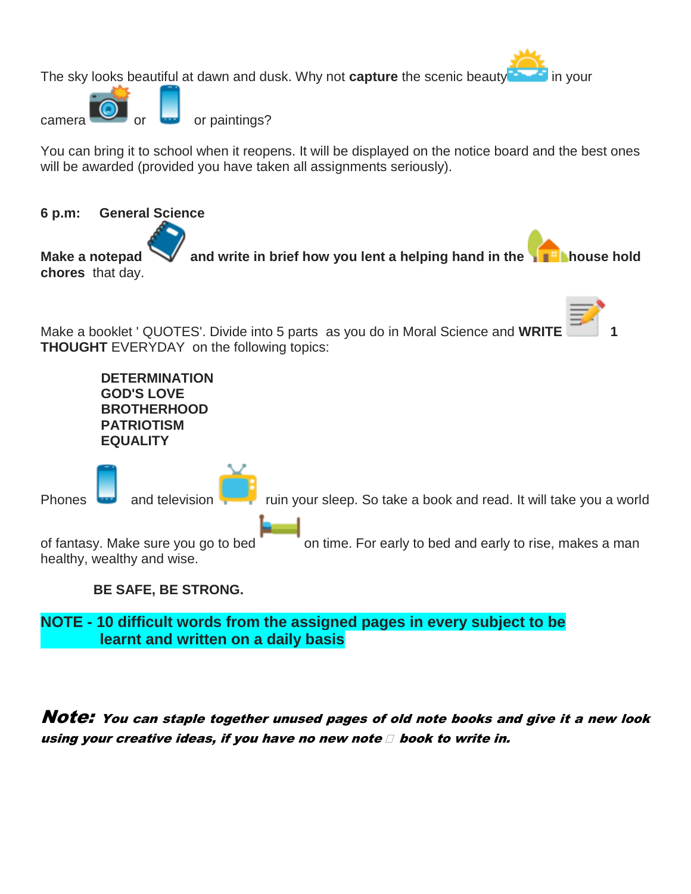The sky looks beautiful at dawn and dusk. Why not **capture** the scenic beauty in your camera or or paintings?

You can bring it to school when it reopens. It will be displayed on the notice board and the best ones will be awarded (provided you have taken all assignments seriously).

**6 p.m: General Science**

**Make a notepad and write in brief how you lent a helping hand in the house hold chores** that day.

Make a booklet ' QUOTES'. Divide into 5 parts as you do in Moral Science and **WRITE 1 THOUGHT** EVERYDAY on the following topics:

**DETERMINATION**
**GOD'S LOVE**
**BROTHERHOOD**
**PATRIOTISM**
**EQUALITY**

Phones and television ruin your sleep. So take a book and read. It will take you a world of fantasy. Make sure you go to bed on time. For early to bed and early to rise, makes a man healthy, wealthy and wise.

**BE SAFE, BE STRONG.**

**NOTE - 10 difficult words from the assigned pages in every subject to be learnt and written on a daily basis**

***Note:* You can staple together unused pages of old note books and give it a new look using your creative ideas, if you have no new note book to write in.**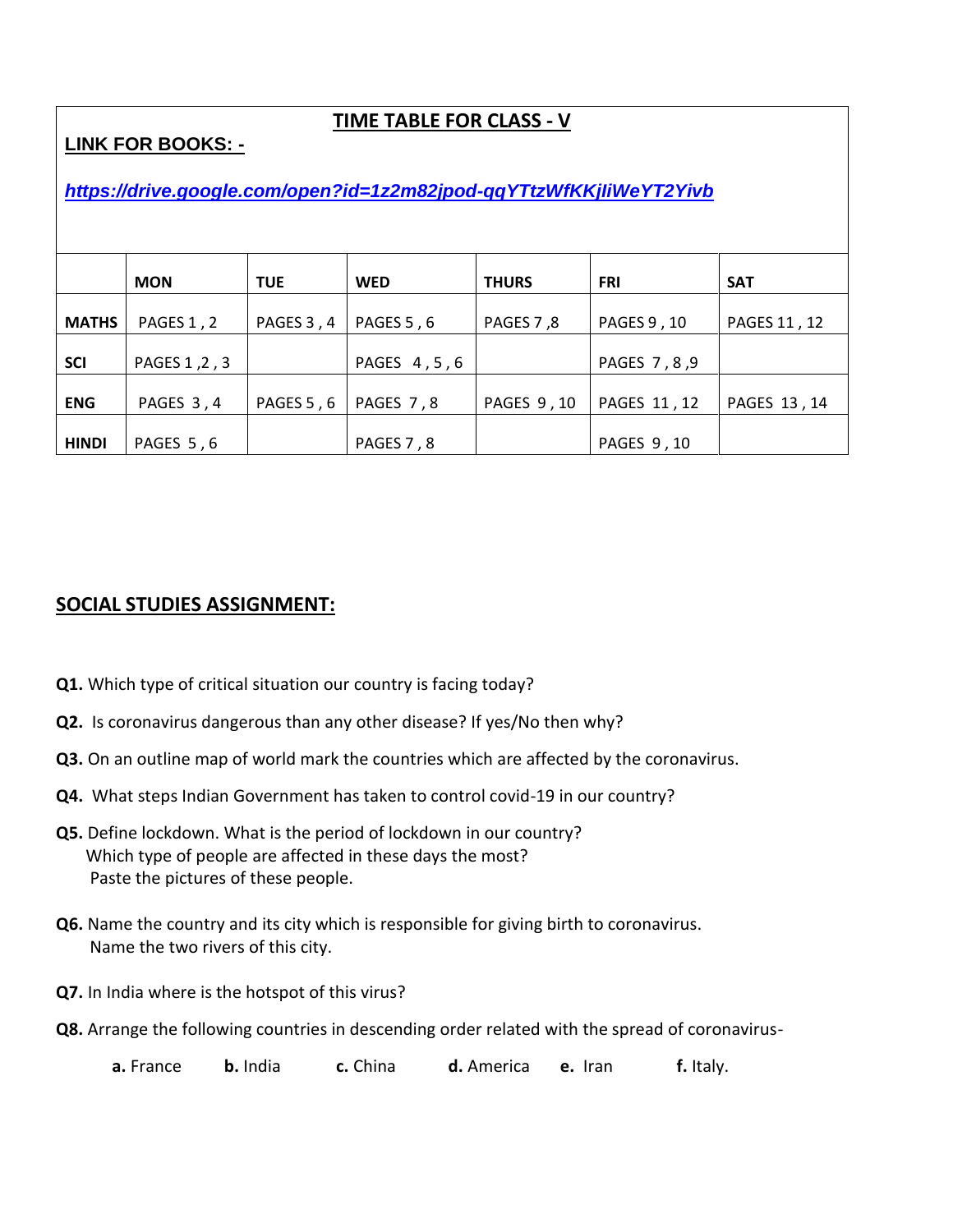## TIME TABLE FOR CLASS - V

**LINK FOR BOOKS: -**

***https://drive.google.com/open?id=1z2m82jpod-qqYTtzWfKKjIiWeYT2Yivb***

| | MON | TUE | WED | THURS | FRI | SAT |
|---|---|---|---|---|---|---|
| **MATHS** | PAGES 1 , 2 | PAGES 3 , 4 | PAGES 5 , 6 | PAGES 7 ,8 | PAGES 9 , 10 | PAGES 11 , 12 |
| **SCI** | PAGES 1 ,2 , 3 | | PAGES 4 , 5 , 6 | | PAGES 7 , 8 ,9 | |
| **ENG** | PAGES 3 , 4 | PAGES 5 , 6 | PAGES 7 , 8 | PAGES 9 , 10 | PAGES 11 , 12 | PAGES 13 , 14 |
| **HINDI** | PAGES 5 , 6 | | PAGES 7 , 8 | | PAGES 9 , 10 | |

## SOCIAL STUDIES ASSIGNMENT:

**Q1.** Which type of critical situation our country is facing today?

**Q2.** Is coronavirus dangerous than any other disease? If yes/No then why?

**Q3.** On an outline map of world mark the countries which are affected by the coronavirus.

**Q4.** What steps Indian Government has taken to control covid-19 in our country?

**Q5.** Define lockdown. What is the period of lockdown in our country?
Which type of people are affected in these days the most?
Paste the pictures of these people.

**Q6.** Name the country and its city which is responsible for giving birth to coronavirus.
Name the two rivers of this city.

**Q7.** In India where is the hotspot of this virus?

**Q8.** Arrange the following countries in descending order related with the spread of coronavirus-

**a.** France **b.** India **c.** China **d.** America **e.** Iran **f.** Italy.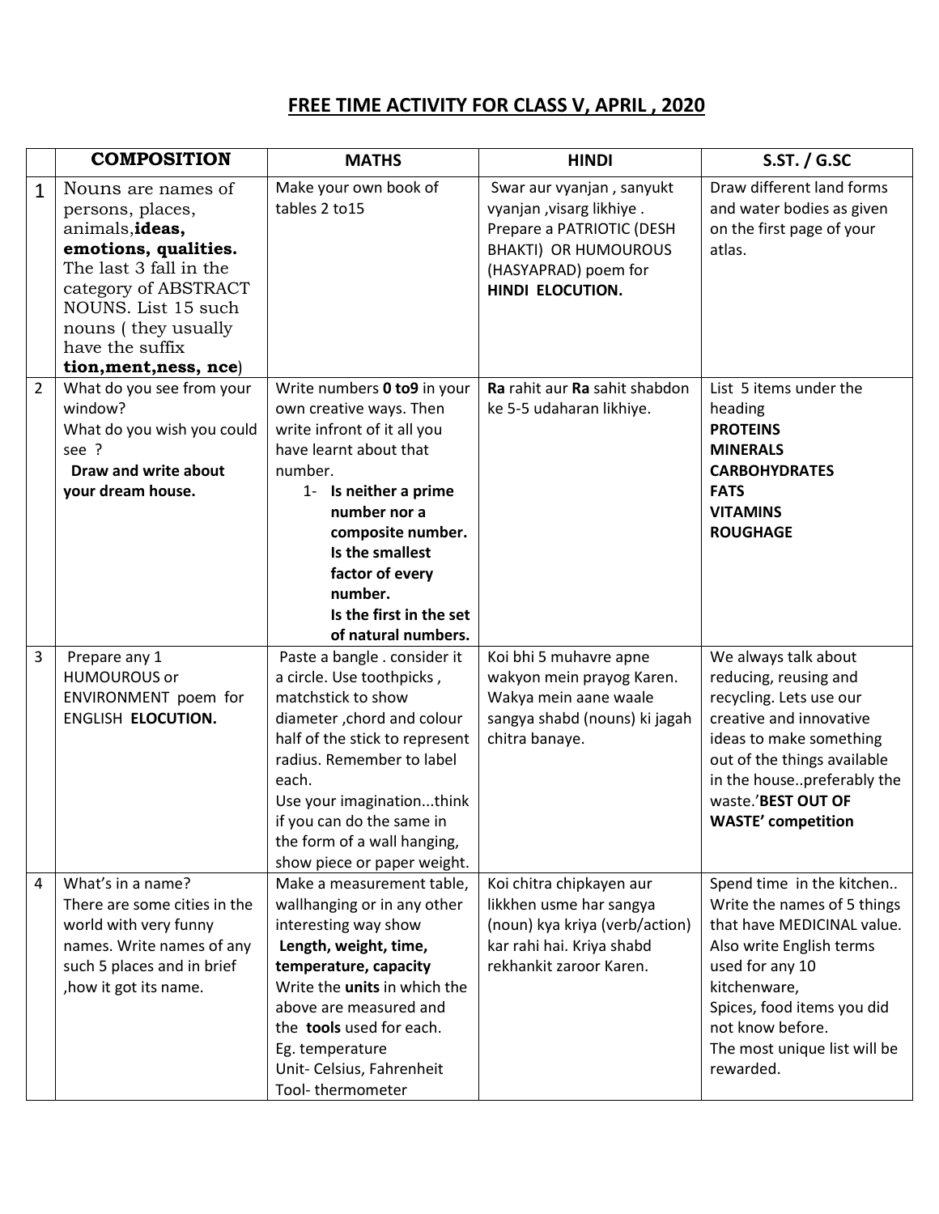# FREE TIME ACTIVITY FOR CLASS V, APRIL , 2020

| | COMPOSITION | MATHS | HINDI | S.ST. / G.SC |
|---|---|---|---|---|
| 1 | Nouns are names of persons, places, animals,**ideas, emotions, qualities.** The last 3 fall in the category of ABSTRACT NOUNS. List 15 such nouns ( they usually have the suffix **tion,ment,ness, nce**) | Make your own book of tables 2 to15 | Swar aur vyanjan , sanyukt vyanjan ,visarg likhiye . Prepare a PATRIOTIC (DESH BHAKTI) OR HUMOUROUS (HASYAPRAD) poem for **HINDI ELOCUTION.** | Draw different land forms and water bodies as given on the first page of your atlas. |
| 2 | What do you see from your window? What do you wish you could see ? **Draw and write about your dream house.** | Write numbers **0 to9** in your own creative ways. Then write infront of it all you have learnt about that number. 1- **Is neither a prime number nor a composite number. Is the smallest factor of every number. Is the first in the set of natural numbers.** | **Ra** rahit aur **Ra** sahit shabdon ke 5-5 udaharan likhiye. | List 5 items under the heading **PROTEINS MINERALS CARBOHYDRATES FATS VITAMINS ROUGHAGE** |
| 3 | Prepare any 1 HUMOUROUS or ENVIRONMENT poem for ENGLISH **ELOCUTION.** | Paste a bangle . consider it a circle. Use toothpicks , matchstick to show diameter ,chord and colour half of the stick to represent radius. Remember to label each. Use your imagination...think if you can do the same in the form of a wall hanging, show piece or paper weight. | Koi bhi 5 muhavre apne wakyon mein prayog Karen. Wakya mein aane waale sangya shabd (nouns) ki jagah chitra banaye. | We always talk about reducing, reusing and recycling. Lets use our creative and innovative ideas to make something out of the things available in the house..preferably the waste.'**BEST OUT OF WASTE' competition** |
| 4 | What's in a name? There are some cities in the world with very funny names. Write names of any such 5 places and in brief ,how it got its name. | Make a measurement table, wallhanging or in any other interesting way show **Length, weight, time, temperature, capacity** Write the **units** in which the above are measured and the **tools** used for each. Eg. temperature Unit- Celsius, Fahrenheit Tool- thermometer | Koi chitra chipkayen aur likkhen usme har sangya (noun) kya kriya (verb/action) kar rahi hai. Kriya shabd rekhankit zaroor Karen. | Spend time in the kitchen.. Write the names of 5 things that have MEDICINAL value. Also write English terms used for any 10 kitchenware, Spices, food items you did not know before. The most unique list will be rewarded. |